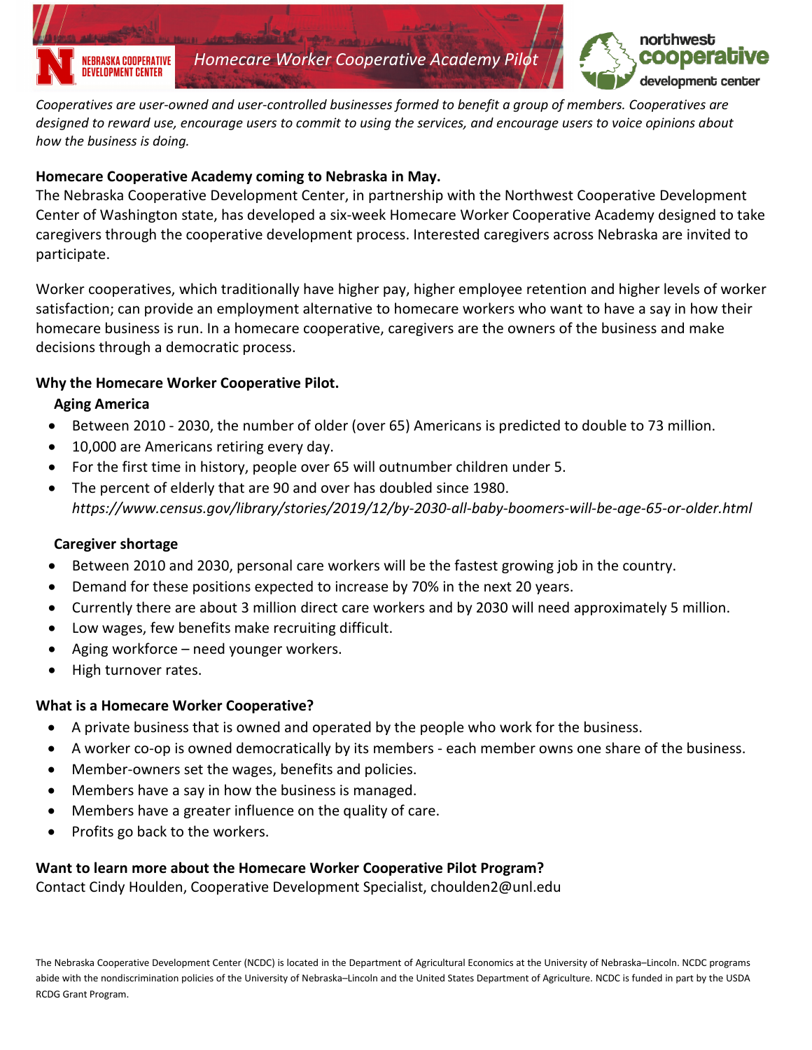NEBRASKA COOPERATIVE DEVELOPMENT CENTER

*Homecare Worker Cooperative Academy Pilot*

northwest cooperative development center

*Cooperatives are user-owned and user-controlled businesses formed to benefit a group of members. Cooperatives are designed to reward use, encourage users to commit to using the services, and encourage users to voice opinions about how the business is doing.*

**Homecare Cooperative Academy coming to Nebraska in May.**

The Nebraska Cooperative Development Center, in partnership with the Northwest Cooperative Development Center of Washington state, has developed a six-week Homecare Worker Cooperative Academy designed to take caregivers through the cooperative development process. Interested caregivers across Nebraska are invited to participate.

Worker cooperatives, which traditionally have higher pay, higher employee retention and higher levels of worker satisfaction; can provide an employment alternative to homecare workers who want to have a say in how their homecare business is run. In a homecare cooperative, caregivers are the owners of the business and make decisions through a democratic process.

**Why the Homecare Worker Cooperative Pilot.**

**Aging America**

- Between 2010 - 2030, the number of older (over 65) Americans is predicted to double to 73 million.
- 10,000 are Americans retiring every day.
- For the first time in history, people over 65 will outnumber children under 5.
- The percent of elderly that are 90 and over has doubled since 1980.
  *https://www.census.gov/library/stories/2019/12/by-2030-all-baby-boomers-will-be-age-65-or-older.html*

**Caregiver shortage**

- Between 2010 and 2030, personal care workers will be the fastest growing job in the country.
- Demand for these positions expected to increase by 70% in the next 20 years.
- Currently there are about 3 million direct care workers and by 2030 will need approximately 5 million.
- Low wages, few benefits make recruiting difficult.
- Aging workforce – need younger workers.
- High turnover rates.

**What is a Homecare Worker Cooperative?**

- A private business that is owned and operated by the people who work for the business.
- A worker co-op is owned democratically by its members - each member owns one share of the business.
- Member-owners set the wages, benefits and policies.
- Members have a say in how the business is managed.
- Members have a greater influence on the quality of care.
- Profits go back to the workers.

**Want to learn more about the Homecare Worker Cooperative Pilot Program?**

Contact Cindy Houlden, Cooperative Development Specialist, choulden2@unl.edu

The Nebraska Cooperative Development Center (NCDC) is located in the Department of Agricultural Economics at the University of Nebraska–Lincoln. NCDC programs abide with the nondiscrimination policies of the University of Nebraska–Lincoln and the United States Department of Agriculture. NCDC is funded in part by the USDA RCDG Grant Program.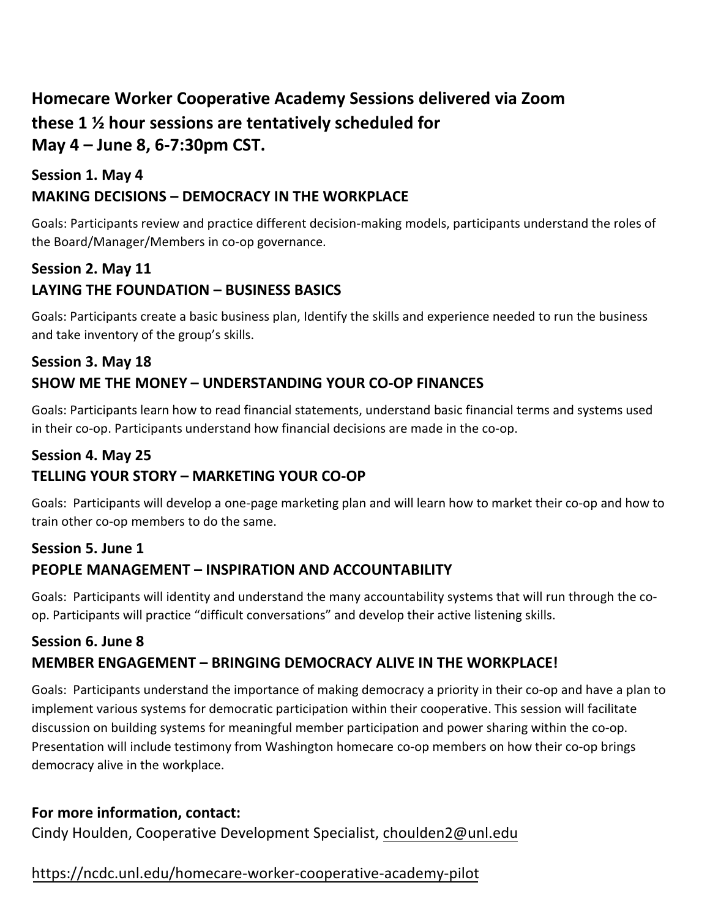## Homecare Worker Cooperative Academy Sessions delivered via Zoom these 1 ½ hour sessions are tentatively scheduled for May 4 – June 8, 6-7:30pm CST.

### Session 1. May 4
### MAKING DECISIONS – DEMOCRACY IN THE WORKPLACE

Goals: Participants review and practice different decision-making models, participants understand the roles of the Board/Manager/Members in co-op governance.

### Session 2. May 11
### LAYING THE FOUNDATION – BUSINESS BASICS

Goals: Participants create a basic business plan, Identify the skills and experience needed to run the business and take inventory of the group's skills.

### Session 3. May 18
### SHOW ME THE MONEY – UNDERSTANDING YOUR CO-OP FINANCES

Goals: Participants learn how to read financial statements, understand basic financial terms and systems used in their co-op. Participants understand how financial decisions are made in the co-op.

### Session 4. May 25
### TELLING YOUR STORY – MARKETING YOUR CO-OP

Goals: Participants will develop a one-page marketing plan and will learn how to market their co-op and how to train other co-op members to do the same.

### Session 5. June 1
### PEOPLE MANAGEMENT – INSPIRATION AND ACCOUNTABILITY

Goals: Participants will identity and understand the many accountability systems that will run through the co-op. Participants will practice "difficult conversations" and develop their active listening skills.

### Session 6. June 8
### MEMBER ENGAGEMENT – BRINGING DEMOCRACY ALIVE IN THE WORKPLACE!

Goals: Participants understand the importance of making democracy a priority in their co-op and have a plan to implement various systems for democratic participation within their cooperative. This session will facilitate discussion on building systems for meaningful member participation and power sharing within the co-op. Presentation will include testimony from Washington homecare co-op members on how their co-op brings democracy alive in the workplace.

**For more information, contact:**
Cindy Houlden, Cooperative Development Specialist, choulden2@unl.edu

https://ncdc.unl.edu/homecare-worker-cooperative-academy-pilot